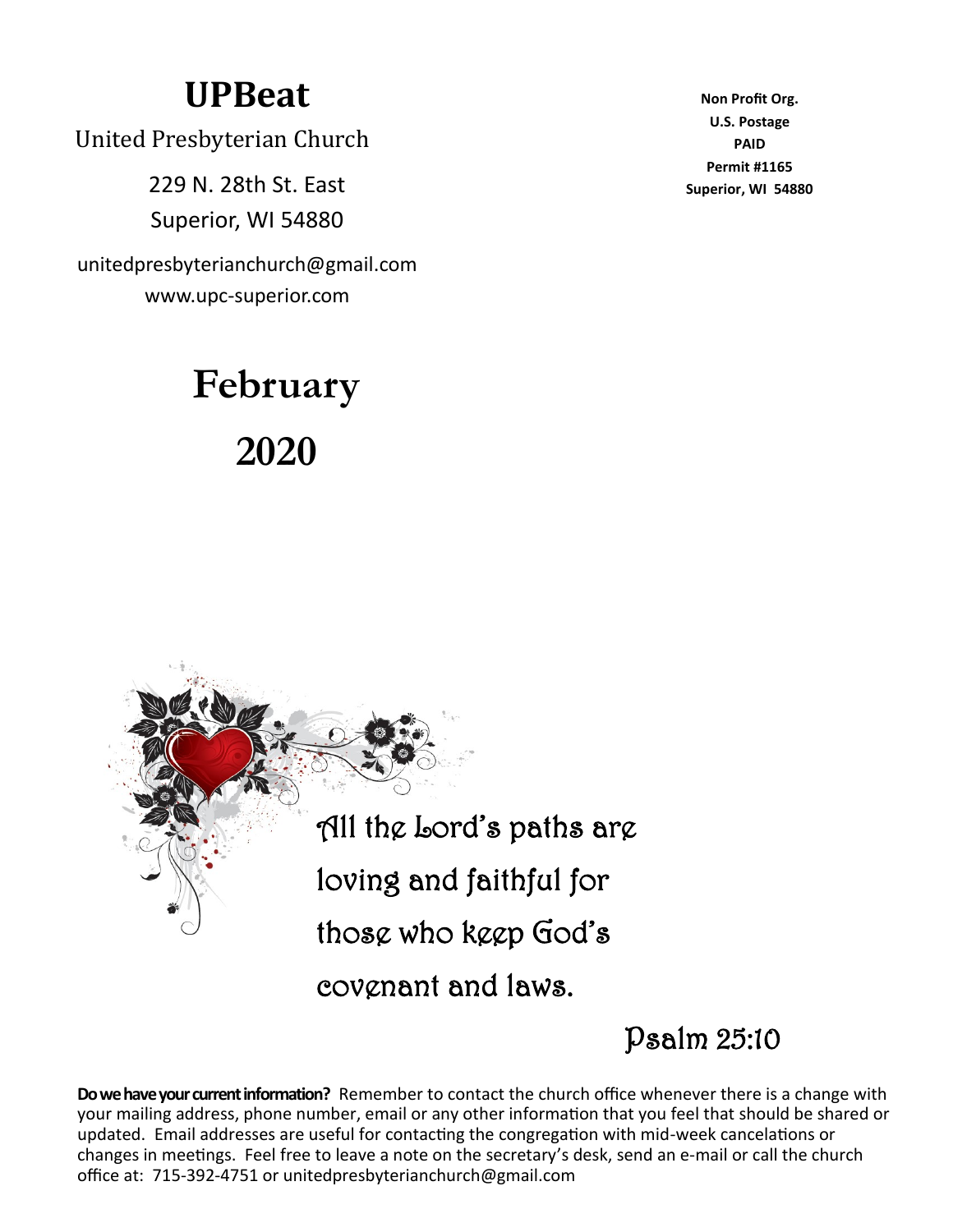# UPBeat

United Presbyterian Church

229 N. 28th St. East

Superior, WI 54880

unitedpresbyterianchurch@gmail.com

www.upc-superior.com

**Non Profit Org.**
**U.S. Postage**
**PAID**
**Permit #1165**
**Superior, WI 54880**

# February 2020

All the Lord's paths are loving and faithful for those who keep God's covenant and laws.

Psalm 25:10

**Do we have your current information?** Remember to contact the church office whenever there is a change with your mailing address, phone number, email or any other information that you feel that should be shared or updated. Email addresses are useful for contacting the congregation with mid-week cancelations or changes in meetings. Feel free to leave a note on the secretary's desk, send an e-mail or call the church office at: 715-392-4751 or unitedpresbyterianchurch@gmail.com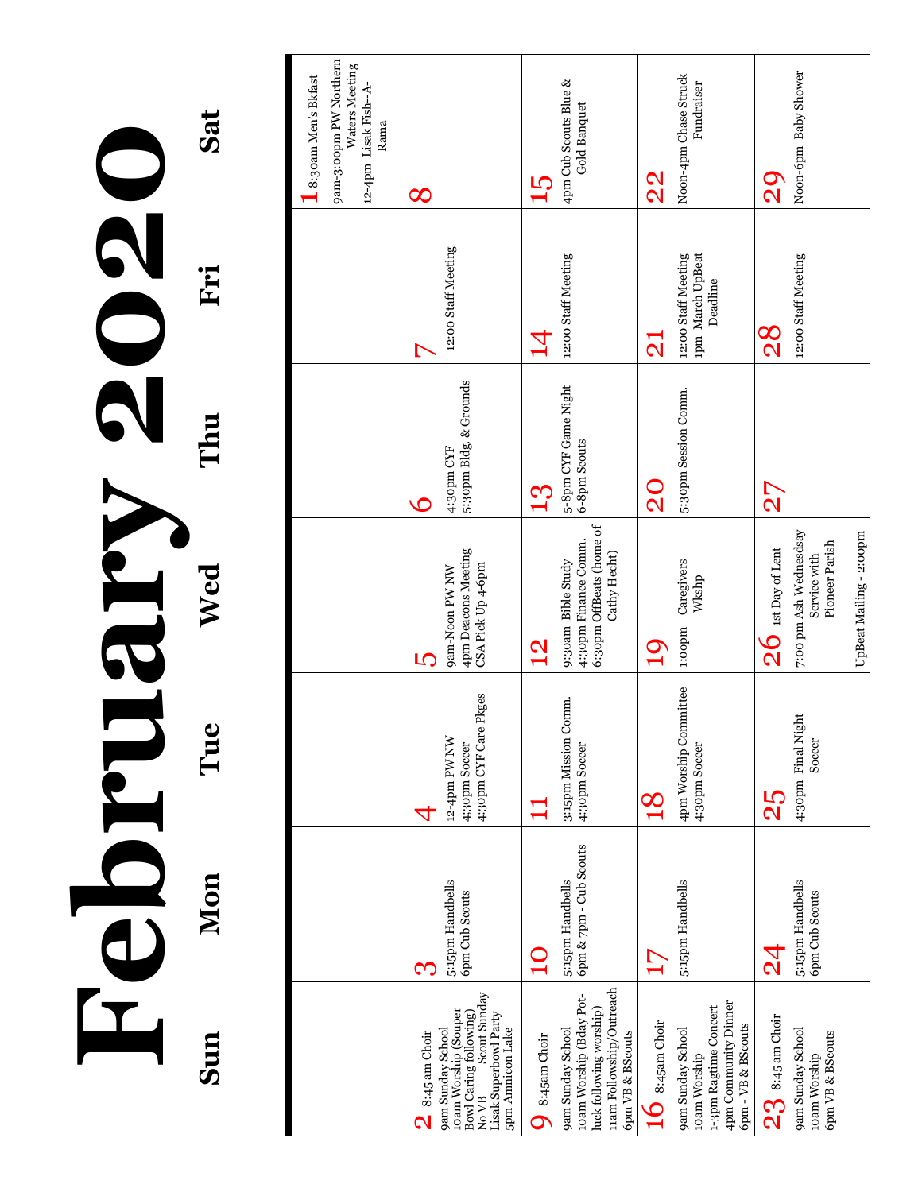# February 2020

| Sun | Mon | Tue | Wed | Thu | Fri | Sat |
|---|---|---|---|---|---|---|
| | | | | | | **1** 8:30am Men's Bkfast<br>9am-3:00pm PW Northern Waters Meeting<br>12-4pm Lisak Fish-A-Rama |
| **2** 8:45 am Choir<br>9am Sunday School<br>10am Worship (Souper Bowl Caring following)<br>No VB Scout Sunday<br>Lisak Superbowl Party<br>5pm Annicon Lake | **3**<br>5:15pm Handbells<br>6pm Cub Scouts | **4**<br>12-4pm PW NW<br>4:30pm Soccer<br>4:30pm CYF Care Pkges | **5**<br>9am-Noon PW NW<br>4pm Deacons Meeting<br>CSA Pick Up 4-6pm | **6**<br>4:30pm CYF<br>5:30pm Bldg. & Grounds | **7**<br>12:00 Staff Meeting | **8** |
| **9** 8:45am Choir<br>9am Sunday School<br>10am Worship (Bday Pot-luck following worship)<br>11am Followship/Outreach<br>6pm VB & BScouts | **10**<br>5:15pm Handbells<br>6pm & 7pm - Cub Scouts | **11**<br>3:15pm Mission Comm.<br>4:30pm Soccer | **12**<br>9:30am Bible Study<br>4:30pm Finance Comm.<br>6:30pm OffBeats (home of Cathy Hecht) | **13**<br>5-8pm CYF Game Night<br>6-8pm Scouts | **14**<br>12:00 Staff Meeting | **15**<br>4pm Cub Scouts Blue & Gold Banquet |
| **16** 8:45am Choir<br>9am Sunday School<br>10am Worship<br>1-3pm Ragtime Concert<br>4pm Community Dinner<br>6pm - VB & BScouts | **17**<br>5:15pm Handbells | **18**<br>4pm Worship Committee<br>4:30pm Soccer | **19**<br>1:00pm Caregivers Wkshp | **20**<br>5:30pm Session Comm. | **21**<br>12:00 Staff Meeting<br>1pm March UpBeat Deadline | **22**<br>Noon-4pm Chase Struck Fundraiser |
| **23** 8:45 am Choir<br>9am Sunday School<br>10am Worship<br>6pm VB & BScouts | **24**<br>5:15pm Handbells<br>6pm Cub Scouts | **25**<br>4:30pm Final Night Soccer | **26** 1st Day of Lent<br>7:00 pm Ash Wednesday Service with Pioneer Parish<br>UpBeat Mailing - 2:00pm | **27** | **28**<br>12:00 Staff Meeting | **29**<br>Noon-6pm Baby Shower |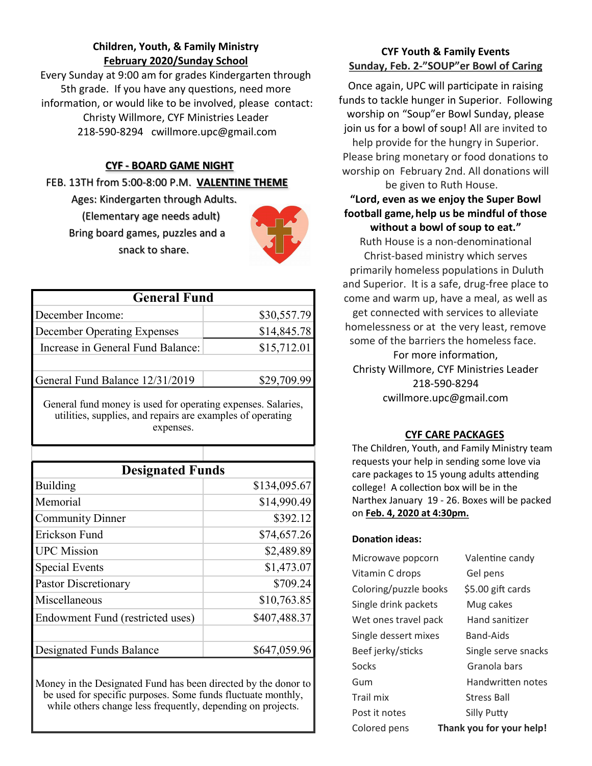## Children, Youth, & Family Ministry

**February 2020/Sunday School**

Every Sunday at 9:00 am for grades Kindergarten through 5th grade. If you have any questions, need more information, or would like to be involved, please contact: Christy Willmore, CYF Ministries Leader 218-590-8294 cwillmore.upc@gmail.com

### CYF - BOARD GAME NIGHT

FEB. 13TH from 5:00-8:00 P.M. **VALENTINE THEME**

Ages: Kindergarten through Adults. (Elementary age needs adult) Bring board games, puzzles and a snack to share.

| General Fund | |
|---|---|
| December Income: | $30,557.79 |
| December Operating Expenses | $14,845.78 |
| Increase in General Fund Balance: | $15,712.01 |
| | |
| General Fund Balance 12/31/2019 | $29,709.99 |

General fund money is used for operating expenses. Salaries, utilities, supplies, and repairs are examples of operating expenses.

| Designated Funds | |
|---|---|
| Building | $134,095.67 |
| Memorial | $14,990.49 |
| Community Dinner | $392.12 |
| Erickson Fund | $74,657.26 |
| UPC Mission | $2,489.89 |
| Special Events | $1,473.07 |
| Pastor Discretionary | $709.24 |
| Miscellaneous | $10,763.85 |
| Endowment Fund (restricted uses) | $407,488.37 |
| | |
| Designated Funds Balance | $647,059.96 |

Money in the Designated Fund has been directed by the donor to be used for specific purposes. Some funds fluctuate monthly, while others change less frequently, depending on projects.

## CYF Youth & Family Events

**Sunday, Feb. 2-"SOUP"er Bowl of Caring**

Once again, UPC will participate in raising funds to tackle hunger in Superior. Following worship on "Soup"er Bowl Sunday, please join us for a bowl of soup! All are invited to help provide for the hungry in Superior. Please bring monetary or food donations to worship on February 2nd. All donations will be given to Ruth House.

**"Lord, even as we enjoy the Super Bowl football game, help us be mindful of those without a bowl of soup to eat."**

Ruth House is a non-denominational Christ-based ministry which serves primarily homeless populations in Duluth and Superior. It is a safe, drug-free place to come and warm up, have a meal, as well as get connected with services to alleviate homelessness or at the very least, remove some of the barriers the homeless face.

For more information,
Christy Willmore, CYF Ministries Leader
218-590-8294
cwillmore.upc@gmail.com

### CYF CARE PACKAGES

The Children, Youth, and Family Ministry team requests your help in sending some love via care packages to 15 young adults attending college! A collection box will be in the Narthex January 19 - 26. Boxes will be packed on **Feb. 4, 2020 at 4:30pm.**

**Donation ideas:**

| | |
|---|---|
| Microwave popcorn | Valentine candy |
| Vitamin C drops | Gel pens |
| Coloring/puzzle books | $5.00 gift cards |
| Single drink packets | Mug cakes |
| Wet ones travel pack | Hand sanitizer |
| Single dessert mixes | Band-Aids |
| Beef jerky/sticks | Single serve snacks |
| Socks | Granola bars |
| Gum | Handwritten notes |
| Trail mix | Stress Ball |
| Post it notes | Silly Putty |
| Colored pens | |

**Thank you for your help!**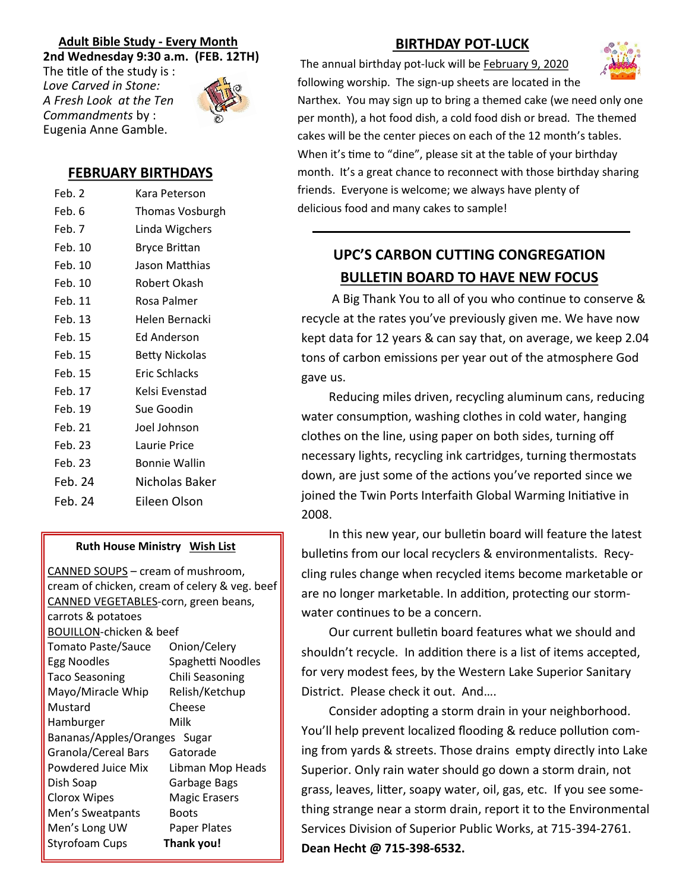**Adult Bible Study - Every Month**

**2nd Wednesday 9:30 a.m. (FEB. 12TH)**

The title of the study is : *Love Carved in Stone: A Fresh Look at the Ten Commandments* by : Eugenia Anne Gamble.

## FEBRUARY BIRTHDAYS

| | |
|---|---|
| Feb. 2 | Kara Peterson |
| Feb. 6 | Thomas Vosburgh |
| Feb. 7 | Linda Wigchers |
| Feb. 10 | Bryce Brittan |
| Feb. 10 | Jason Matthias |
| Feb. 10 | Robert Okash |
| Feb. 11 | Rosa Palmer |
| Feb. 13 | Helen Bernacki |
| Feb. 15 | Ed Anderson |
| Feb. 15 | Betty Nickolas |
| Feb. 15 | Eric Schlacks |
| Feb. 17 | Kelsi Evenstad |
| Feb. 19 | Sue Goodin |
| Feb. 21 | Joel Johnson |
| Feb. 23 | Laurie Price |
| Feb. 23 | Bonnie Wallin |
| Feb. 24 | Nicholas Baker |
| Feb. 24 | Eileen Olson |

**Ruth House Ministry Wish List**

CANNED SOUPS – cream of mushroom, cream of chicken, cream of celery & veg. beef

CANNED VEGETABLES-corn, green beans, carrots & potatoes

BOUILLON-chicken & beef

| | |
|---|---|
| Tomato Paste/Sauce | Onion/Celery |
| Egg Noodles | Spaghetti Noodles |
| Taco Seasoning | Chili Seasoning |
| Mayo/Miracle Whip | Relish/Ketchup |
| Mustard | Cheese |
| Hamburger | Milk |
| Bananas/Apples/Oranges | Sugar |
| Granola/Cereal Bars | Gatorade |
| Powdered Juice Mix | Libman Mop Heads |
| Dish Soap | Garbage Bags |
| Clorox Wipes | Magic Erasers |
| Men's Sweatpants | Boots |
| Men's Long UW | Paper Plates |
| Styrofoam Cups | **Thank you!** |

## BIRTHDAY POT-LUCK

The annual birthday pot-luck will be February 9, 2020 following worship. The sign-up sheets are located in the Narthex. You may sign up to bring a themed cake (we need only one per month), a hot food dish, a cold food dish or bread. The themed cakes will be the center pieces on each of the 12 month's tables. When it's time to "dine", please sit at the table of your birthday month. It's a great chance to reconnect with those birthday sharing friends. Everyone is welcome; we always have plenty of delicious food and many cakes to sample!

## UPC'S CARBON CUTTING CONGREGATION BULLETIN BOARD TO HAVE NEW FOCUS

A Big Thank You to all of you who continue to conserve & recycle at the rates you've previously given me. We have now kept data for 12 years & can say that, on average, we keep 2.04 tons of carbon emissions per year out of the atmosphere God gave us.

Reducing miles driven, recycling aluminum cans, reducing water consumption, washing clothes in cold water, hanging clothes on the line, using paper on both sides, turning off necessary lights, recycling ink cartridges, turning thermostats down, are just some of the actions you've reported since we joined the Twin Ports Interfaith Global Warming Initiative in 2008.

In this new year, our bulletin board will feature the latest bulletins from our local recyclers & environmentalists. Recycling rules change when recycled items become marketable or are no longer marketable. In addition, protecting our storm-water continues to be a concern.

Our current bulletin board features what we should and shouldn't recycle. In addition there is a list of items accepted, for very modest fees, by the Western Lake Superior Sanitary District. Please check it out. And….

Consider adopting a storm drain in your neighborhood. You'll help prevent localized flooding & reduce pollution coming from yards & streets. Those drains empty directly into Lake Superior. Only rain water should go down a storm drain, not grass, leaves, litter, soapy water, oil, gas, etc. If you see something strange near a storm drain, report it to the Environmental Services Division of Superior Public Works, at 715-394-2761. **Dean Hecht @ 715-398-6532.**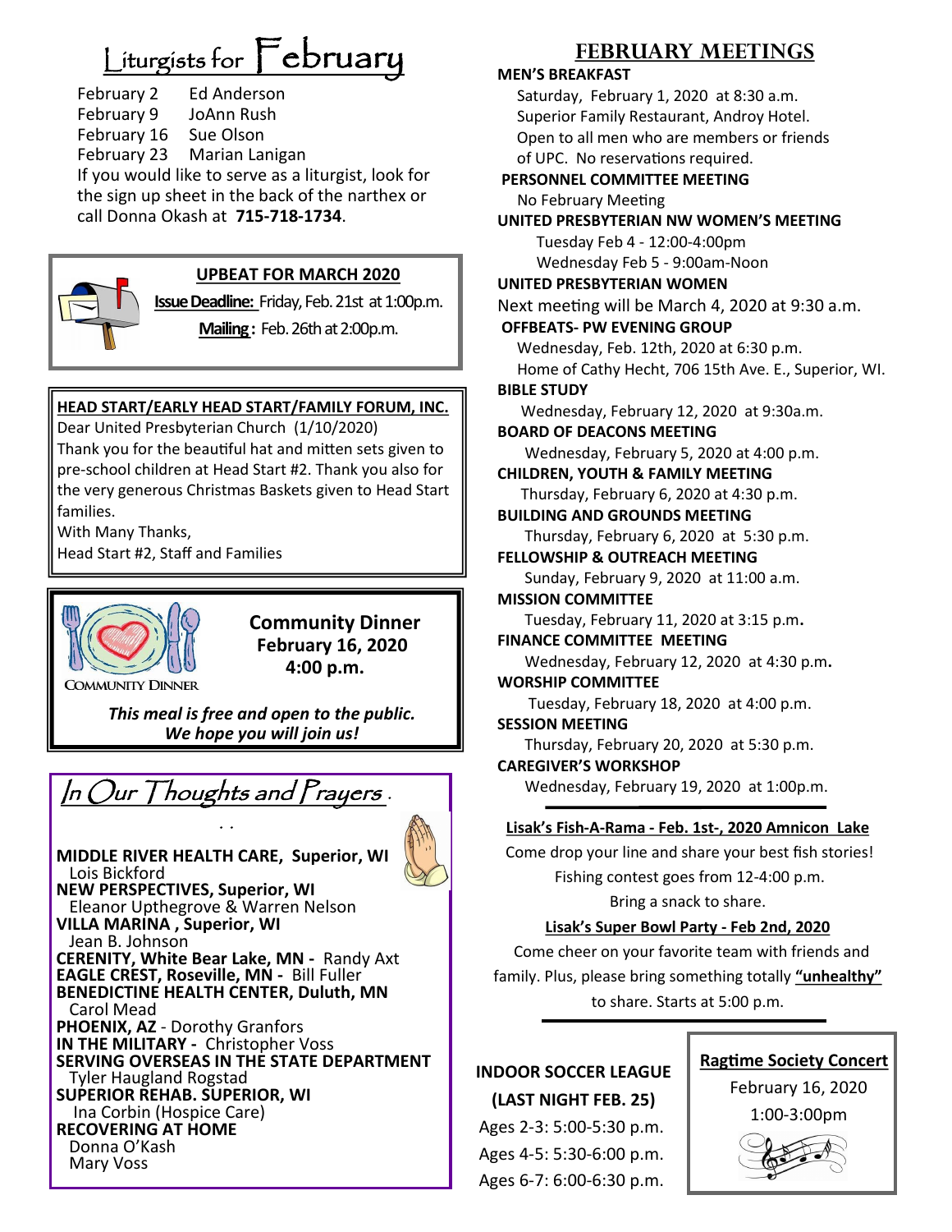# Liturgists for February

February 2 Ed Anderson
February 9 JoAnn Rush
February 16 Sue Olson
February 23 Marian Lanigan

If you would like to serve as a liturgist, look for the sign up sheet in the back of the narthex or call Donna Okash at **715-718-1734**.

## UPBEAT FOR MARCH 2020

**Issue Deadline:** Friday, Feb. 21st at 1:00p.m.

**Mailing:** Feb. 26th at 2:00p.m.

## HEAD START/EARLY HEAD START/FAMILY FORUM, INC.

Dear United Presbyterian Church (1/10/2020)

Thank you for the beautiful hat and mitten sets given to pre-school children at Head Start #2. Thank you also for the very generous Christmas Baskets given to Head Start families.

With Many Thanks,

Head Start #2, Staff and Families

## Community Dinner
**February 16, 2020**
**4:00 p.m.**

COMMUNITY DINNER

***This meal is free and open to the public. We hope you will join us!***

## In Our Thoughts and Prayers

**MIDDLE RIVER HEALTH CARE, Superior, WI**
Lois Bickford

**NEW PERSPECTIVES, Superior, WI**
Eleanor Upthegrove & Warren Nelson

**VILLA MARINA , Superior, WI**
Jean B. Johnson

**CERENITY, White Bear Lake, MN -** Randy Axt

**EAGLE CREST, Roseville, MN -** Bill Fuller

**BENEDICTINE HEALTH CENTER, Duluth, MN**
Carol Mead

**PHOENIX, AZ** - Dorothy Granfors

**IN THE MILITARY -** Christopher Voss

**SERVING OVERSEAS IN THE STATE DEPARTMENT**
Tyler Haugland Rogstad

**SUPERIOR REHAB. SUPERIOR, WI**
Ina Corbin (Hospice Care)

**RECOVERING AT HOME**
Donna O'Kash
Mary Voss

# FEBRUARY MEETINGS

**MEN'S BREAKFAST**
Saturday, February 1, 2020 at 8:30 a.m.
Superior Family Restaurant, Androy Hotel.
Open to all men who are members or friends of UPC. No reservations required.

**PERSONNEL COMMITTEE MEETING**
No February Meeting

**UNITED PRESBYTERIAN NW WOMEN'S MEETING**
Tuesday Feb 4 - 12:00-4:00pm
Wednesday Feb 5 - 9:00am-Noon

**UNITED PRESBYTERIAN WOMEN**
Next meeting will be March 4, 2020 at 9:30 a.m.

**OFFBEATS- PW EVENING GROUP**
Wednesday, Feb. 12th, 2020 at 6:30 p.m.
Home of Cathy Hecht, 706 15th Ave. E., Superior, WI.

**BIBLE STUDY**
Wednesday, February 12, 2020 at 9:30a.m.

**BOARD OF DEACONS MEETING**
Wednesday, February 5, 2020 at 4:00 p.m.

**CHILDREN, YOUTH & FAMILY MEETING**
Thursday, February 6, 2020 at 4:30 p.m.

**BUILDING AND GROUNDS MEETING**
Thursday, February 6, 2020 at 5:30 p.m.

**FELLOWSHIP & OUTREACH MEETING**
Sunday, February 9, 2020 at 11:00 a.m.

**MISSION COMMITTEE**
Tuesday, February 11, 2020 at 3:15 p.m.

**FINANCE COMMITTEE MEETING**
Wednesday, February 12, 2020 at 4:30 p.m.

**WORSHIP COMMITTEE**
Tuesday, February 18, 2020 at 4:00 p.m.

**SESSION MEETING**
Thursday, February 20, 2020 at 5:30 p.m.

**CAREGIVER'S WORKSHOP**
Wednesday, February 19, 2020 at 1:00p.m.

**Lisak's Fish-A-Rama - Feb. 1st-, 2020 Amnicon Lake**

Come drop your line and share your best fish stories!
Fishing contest goes from 12-4:00 p.m.
Bring a snack to share.

**Lisak's Super Bowl Party - Feb 2nd, 2020**

Come cheer on your favorite team with friends and family. Plus, please bring something totally **"unhealthy"** to share. Starts at 5:00 p.m.

**INDOOR SOCCER LEAGUE**
**(LAST NIGHT FEB. 25)**
Ages 2-3: 5:00-5:30 p.m.
Ages 4-5: 5:30-6:00 p.m.
Ages 6-7: 6:00-6:30 p.m.

**Ragtime Society Concert**
February 16, 2020
1:00-3:00pm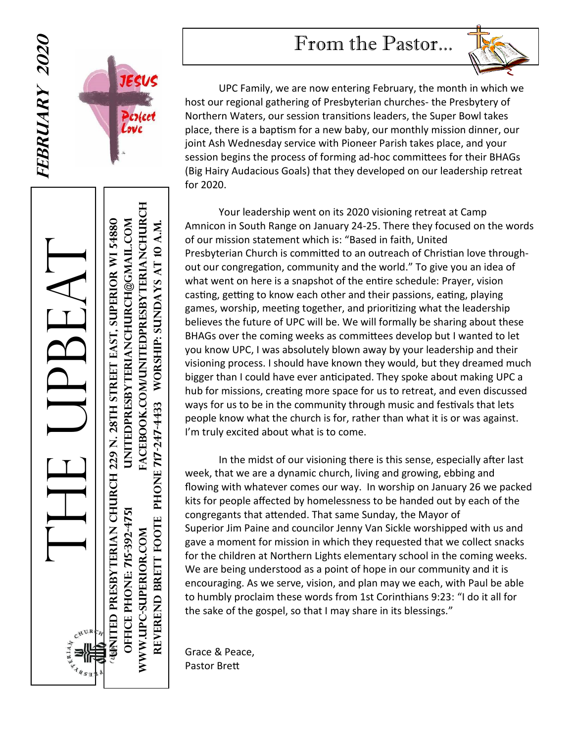# THE UPBEAT

*FEBRUARY 2020*

JESUS Perfect Love

**UNITED PRESBYTERIAN CHURCH 229 N. 28TH STREET EAST, SUPERIOR WI 54880**
**OFFICE PHONE: 715-392-4751 UNITEDPRESBYTERIANCHURCH@GMAIL.COM**
**WWW.UPC-SUPERIOR.COM FACEBOOK.COM/UNITEDPRESBYTERIANCHURCH**
**REVEREND BRETT FOOTE PHONE 717-247-4433 WORSHIP: SUNDAYS AT 10 A.M.**

## From the Pastor...

UPC Family, we are now entering February, the month in which we host our regional gathering of Presbyterian churches- the Presbytery of Northern Waters, our session transitions leaders, the Super Bowl takes place, there is a baptism for a new baby, our monthly mission dinner, our joint Ash Wednesday service with Pioneer Parish takes place, and your session begins the process of forming ad-hoc committees for their BHAGs (Big Hairy Audacious Goals) that they developed on our leadership retreat for 2020.

Your leadership went on its 2020 visioning retreat at Camp Amnicon in South Range on January 24-25. There they focused on the words of our mission statement which is: "Based in faith, United Presbyterian Church is committed to an outreach of Christian love throughout our congregation, community and the world." To give you an idea of what went on here is a snapshot of the entire schedule: Prayer, vision casting, getting to know each other and their passions, eating, playing games, worship, meeting together, and prioritizing what the leadership believes the future of UPC will be. We will formally be sharing about these BHAGs over the coming weeks as committees develop but I wanted to let you know UPC, I was absolutely blown away by your leadership and their visioning process. I should have known they would, but they dreamed much bigger than I could have ever anticipated. They spoke about making UPC a hub for missions, creating more space for us to retreat, and even discussed ways for us to be in the community through music and festivals that lets people know what the church is for, rather than what it is or was against. I'm truly excited about what is to come.

In the midst of our visioning there is this sense, especially after last week, that we are a dynamic church, living and growing, ebbing and flowing with whatever comes our way. In worship on January 26 we packed kits for people affected by homelessness to be handed out by each of the congregants that attended. That same Sunday, the Mayor of Superior Jim Paine and councilor Jenny Van Sickle worshipped with us and gave a moment for mission in which they requested that we collect snacks for the children at Northern Lights elementary school in the coming weeks. We are being understood as a point of hope in our community and it is encouraging. As we serve, vision, and plan may we each, with Paul be able to humbly proclaim these words from 1st Corinthians 9:23: "I do it all for the sake of the gospel, so that I may share in its blessings."

Grace & Peace,
Pastor Brett